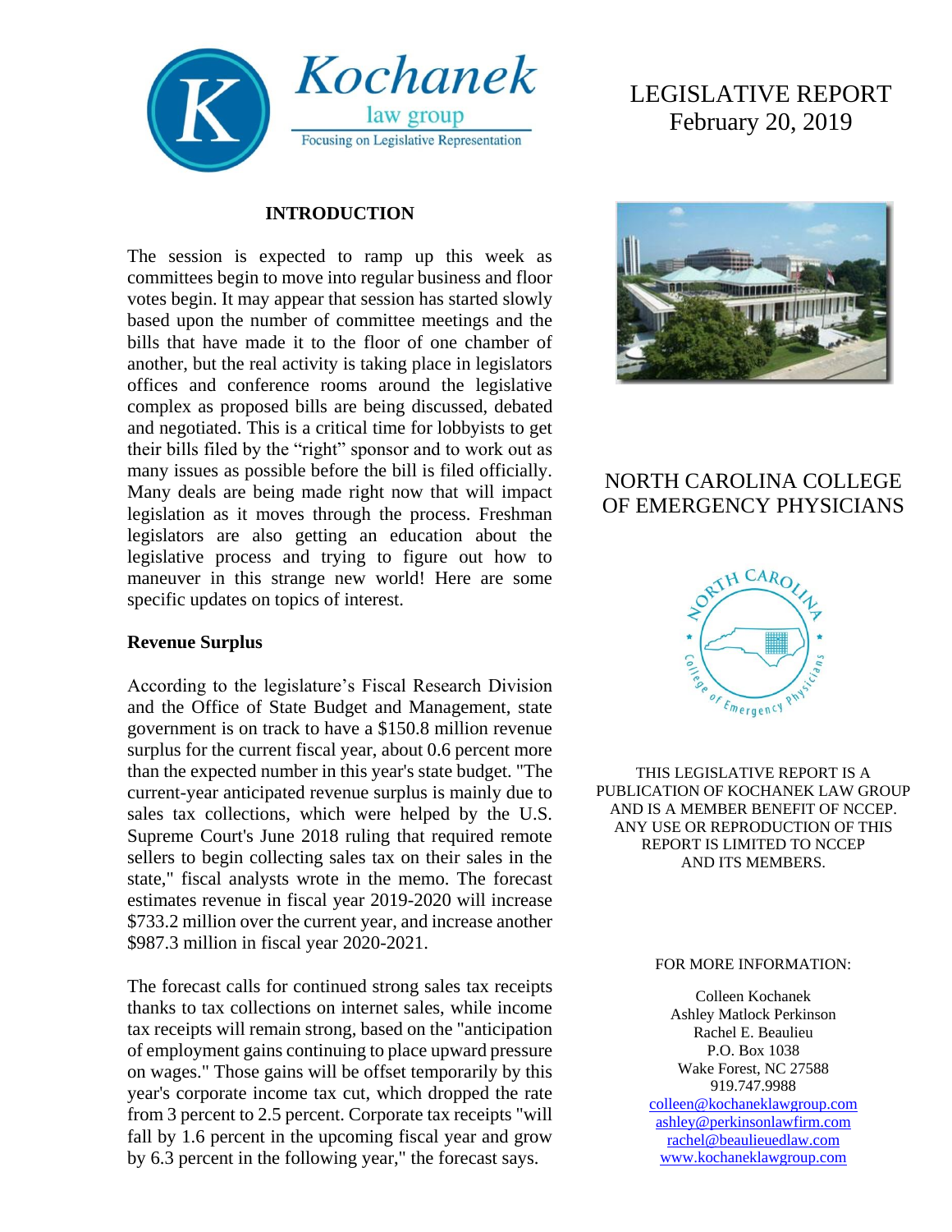Kochanek law group

Focusing on Legislative Representation

# LEGISLATIVE REPORT
February 20, 2019

## NORTH CAROLINA COLLEGE OF EMERGENCY PHYSICIANS

THIS LEGISLATIVE REPORT IS A PUBLICATION OF KOCHANEK LAW GROUP AND IS A MEMBER BENEFIT OF NCCEP. ANY USE OR REPRODUCTION OF THIS REPORT IS LIMITED TO NCCEP AND ITS MEMBERS.

FOR MORE INFORMATION:

Colleen Kochanek
Ashley Matlock Perkinson
Rachel E. Beaulieu
P.O. Box 1038
Wake Forest, NC 27588
919.747.9988
colleen@kochaneklawgroup.com
ashley@perkinsonlawfirm.com
rachel@beaulieuedlaw.com
www.kochaneklawgroup.com

## INTRODUCTION

The session is expected to ramp up this week as committees begin to move into regular business and floor votes begin. It may appear that session has started slowly based upon the number of committee meetings and the bills that have made it to the floor of one chamber of another, but the real activity is taking place in legislators offices and conference rooms around the legislative complex as proposed bills are being discussed, debated and negotiated. This is a critical time for lobbyists to get their bills filed by the "right" sponsor and to work out as many issues as possible before the bill is filed officially. Many deals are being made right now that will impact legislation as it moves through the process. Freshman legislators are also getting an education about the legislative process and trying to figure out how to maneuver in this strange new world! Here are some specific updates on topics of interest.

### Revenue Surplus

According to the legislature's Fiscal Research Division and the Office of State Budget and Management, state government is on track to have a $150.8 million revenue surplus for the current fiscal year, about 0.6 percent more than the expected number in this year's state budget. "The current-year anticipated revenue surplus is mainly due to sales tax collections, which were helped by the U.S. Supreme Court's June 2018 ruling that required remote sellers to begin collecting sales tax on their sales in the state," fiscal analysts wrote in the memo. The forecast estimates revenue in fiscal year 2019-2020 will increase $733.2 million over the current year, and increase another $987.3 million in fiscal year 2020-2021.

The forecast calls for continued strong sales tax receipts thanks to tax collections on internet sales, while income tax receipts will remain strong, based on the "anticipation of employment gains continuing to place upward pressure on wages." Those gains will be offset temporarily by this year's corporate income tax cut, which dropped the rate from 3 percent to 2.5 percent. Corporate tax receipts "will fall by 1.6 percent in the upcoming fiscal year and grow by 6.3 percent in the following year," the forecast says.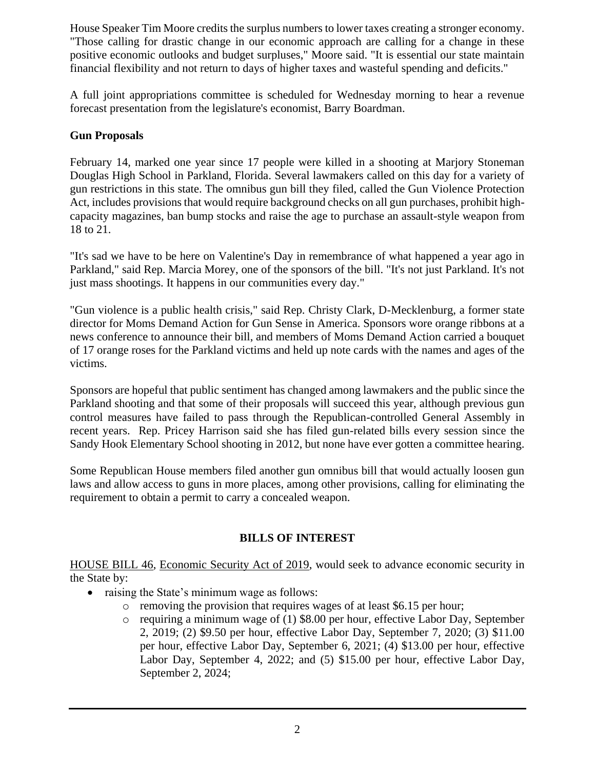House Speaker Tim Moore credits the surplus numbers to lower taxes creating a stronger economy. "Those calling for drastic change in our economic approach are calling for a change in these positive economic outlooks and budget surpluses," Moore said. "It is essential our state maintain financial flexibility and not return to days of higher taxes and wasteful spending and deficits."

A full joint appropriations committee is scheduled for Wednesday morning to hear a revenue forecast presentation from the legislature's economist, Barry Boardman.

**Gun Proposals**

February 14, marked one year since 17 people were killed in a shooting at Marjory Stoneman Douglas High School in Parkland, Florida. Several lawmakers called on this day for a variety of gun restrictions in this state. The omnibus gun bill they filed, called the Gun Violence Protection Act, includes provisions that would require background checks on all gun purchases, prohibit high-capacity magazines, ban bump stocks and raise the age to purchase an assault-style weapon from 18 to 21.

"It's sad we have to be here on Valentine's Day in remembrance of what happened a year ago in Parkland," said Rep. Marcia Morey, one of the sponsors of the bill. "It's not just Parkland. It's not just mass shootings. It happens in our communities every day."

"Gun violence is a public health crisis," said Rep. Christy Clark, D-Mecklenburg, a former state director for Moms Demand Action for Gun Sense in America. Sponsors wore orange ribbons at a news conference to announce their bill, and members of Moms Demand Action carried a bouquet of 17 orange roses for the Parkland victims and held up note cards with the names and ages of the victims.

Sponsors are hopeful that public sentiment has changed among lawmakers and the public since the Parkland shooting and that some of their proposals will succeed this year, although previous gun control measures have failed to pass through the Republican-controlled General Assembly in recent years. Rep. Pricey Harrison said she has filed gun-related bills every session since the Sandy Hook Elementary School shooting in 2012, but none have ever gotten a committee hearing.

Some Republican House members filed another gun omnibus bill that would actually loosen gun laws and allow access to guns in more places, among other provisions, calling for eliminating the requirement to obtain a permit to carry a concealed weapon.

## BILLS OF INTEREST

HOUSE BILL 46, Economic Security Act of 2019, would seek to advance economic security in the State by:

- raising the State's minimum wage as follows:
  - removing the provision that requires wages of at least $6.15 per hour;
  - requiring a minimum wage of (1) $8.00 per hour, effective Labor Day, September 2, 2019; (2) $9.50 per hour, effective Labor Day, September 7, 2020; (3) $11.00 per hour, effective Labor Day, September 6, 2021; (4) $13.00 per hour, effective Labor Day, September 4, 2022; and (5) $15.00 per hour, effective Labor Day, September 2, 2024;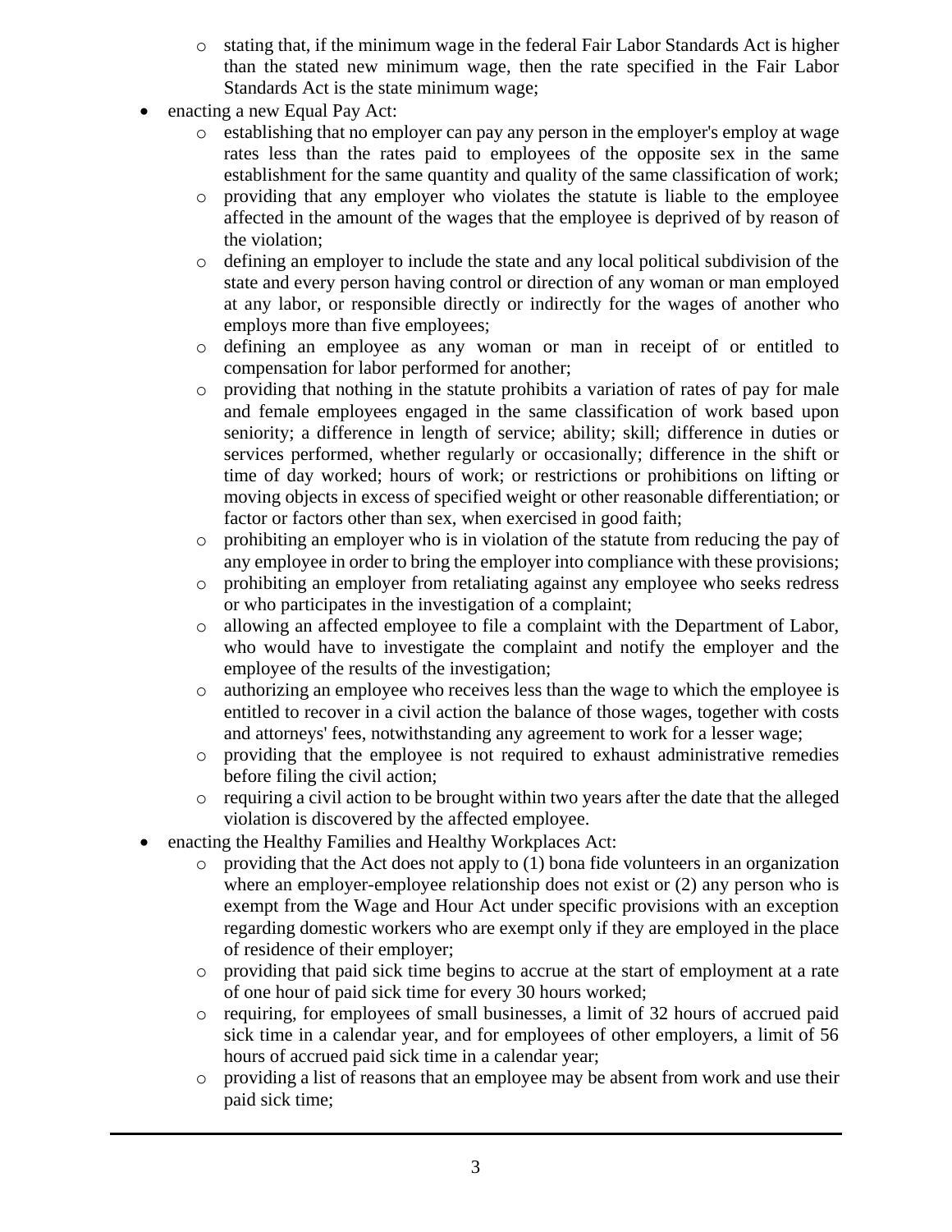- stating that, if the minimum wage in the federal Fair Labor Standards Act is higher than the stated new minimum wage, then the rate specified in the Fair Labor Standards Act is the state minimum wage;
- enacting a new Equal Pay Act:
    - establishing that no employer can pay any person in the employer's employ at wage rates less than the rates paid to employees of the opposite sex in the same establishment for the same quantity and quality of the same classification of work;
    - providing that any employer who violates the statute is liable to the employee affected in the amount of the wages that the employee is deprived of by reason of the violation;
    - defining an employer to include the state and any local political subdivision of the state and every person having control or direction of any woman or man employed at any labor, or responsible directly or indirectly for the wages of another who employs more than five employees;
    - defining an employee as any woman or man in receipt of or entitled to compensation for labor performed for another;
    - providing that nothing in the statute prohibits a variation of rates of pay for male and female employees engaged in the same classification of work based upon seniority; a difference in length of service; ability; skill; difference in duties or services performed, whether regularly or occasionally; difference in the shift or time of day worked; hours of work; or restrictions or prohibitions on lifting or moving objects in excess of specified weight or other reasonable differentiation; or factor or factors other than sex, when exercised in good faith;
    - prohibiting an employer who is in violation of the statute from reducing the pay of any employee in order to bring the employer into compliance with these provisions;
    - prohibiting an employer from retaliating against any employee who seeks redress or who participates in the investigation of a complaint;
    - allowing an affected employee to file a complaint with the Department of Labor, who would have to investigate the complaint and notify the employer and the employee of the results of the investigation;
    - authorizing an employee who receives less than the wage to which the employee is entitled to recover in a civil action the balance of those wages, together with costs and attorneys' fees, notwithstanding any agreement to work for a lesser wage;
    - providing that the employee is not required to exhaust administrative remedies before filing the civil action;
    - requiring a civil action to be brought within two years after the date that the alleged violation is discovered by the affected employee.
- enacting the Healthy Families and Healthy Workplaces Act:
    - providing that the Act does not apply to (1) bona fide volunteers in an organization where an employer-employee relationship does not exist or (2) any person who is exempt from the Wage and Hour Act under specific provisions with an exception regarding domestic workers who are exempt only if they are employed in the place of residence of their employer;
    - providing that paid sick time begins to accrue at the start of employment at a rate of one hour of paid sick time for every 30 hours worked;
    - requiring, for employees of small businesses, a limit of 32 hours of accrued paid sick time in a calendar year, and for employees of other employers, a limit of 56 hours of accrued paid sick time in a calendar year;
    - providing a list of reasons that an employee may be absent from work and use their paid sick time;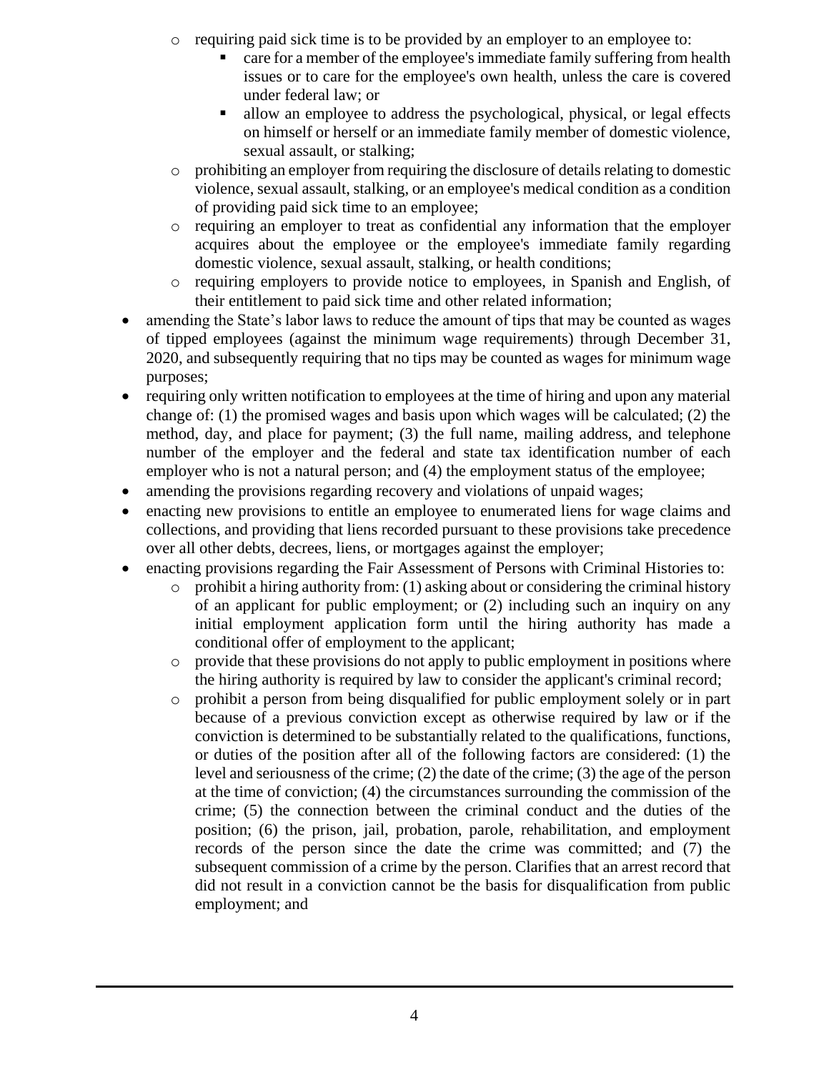- requiring paid sick time is to be provided by an employer to an employee to:
    - care for a member of the employee's immediate family suffering from health issues or to care for the employee's own health, unless the care is covered under federal law; or
    - allow an employee to address the psychological, physical, or legal effects on himself or herself or an immediate family member of domestic violence, sexual assault, or stalking;
  - prohibiting an employer from requiring the disclosure of details relating to domestic violence, sexual assault, stalking, or an employee's medical condition as a condition of providing paid sick time to an employee;
  - requiring an employer to treat as confidential any information that the employer acquires about the employee or the employee's immediate family regarding domestic violence, sexual assault, stalking, or health conditions;
  - requiring employers to provide notice to employees, in Spanish and English, of their entitlement to paid sick time and other related information;
- amending the State's labor laws to reduce the amount of tips that may be counted as wages of tipped employees (against the minimum wage requirements) through December 31, 2020, and subsequently requiring that no tips may be counted as wages for minimum wage purposes;
- requiring only written notification to employees at the time of hiring and upon any material change of: (1) the promised wages and basis upon which wages will be calculated; (2) the method, day, and place for payment; (3) the full name, mailing address, and telephone number of the employer and the federal and state tax identification number of each employer who is not a natural person; and (4) the employment status of the employee;
- amending the provisions regarding recovery and violations of unpaid wages;
- enacting new provisions to entitle an employee to enumerated liens for wage claims and collections, and providing that liens recorded pursuant to these provisions take precedence over all other debts, decrees, liens, or mortgages against the employer;
- enacting provisions regarding the Fair Assessment of Persons with Criminal Histories to:
  - prohibit a hiring authority from: (1) asking about or considering the criminal history of an applicant for public employment; or (2) including such an inquiry on any initial employment application form until the hiring authority has made a conditional offer of employment to the applicant;
  - provide that these provisions do not apply to public employment in positions where the hiring authority is required by law to consider the applicant's criminal record;
  - prohibit a person from being disqualified for public employment solely or in part because of a previous conviction except as otherwise required by law or if the conviction is determined to be substantially related to the qualifications, functions, or duties of the position after all of the following factors are considered: (1) the level and seriousness of the crime; (2) the date of the crime; (3) the age of the person at the time of conviction; (4) the circumstances surrounding the commission of the crime; (5) the connection between the criminal conduct and the duties of the position; (6) the prison, jail, probation, parole, rehabilitation, and employment records of the person since the date the crime was committed; and (7) the subsequent commission of a crime by the person. Clarifies that an arrest record that did not result in a conviction cannot be the basis for disqualification from public employment; and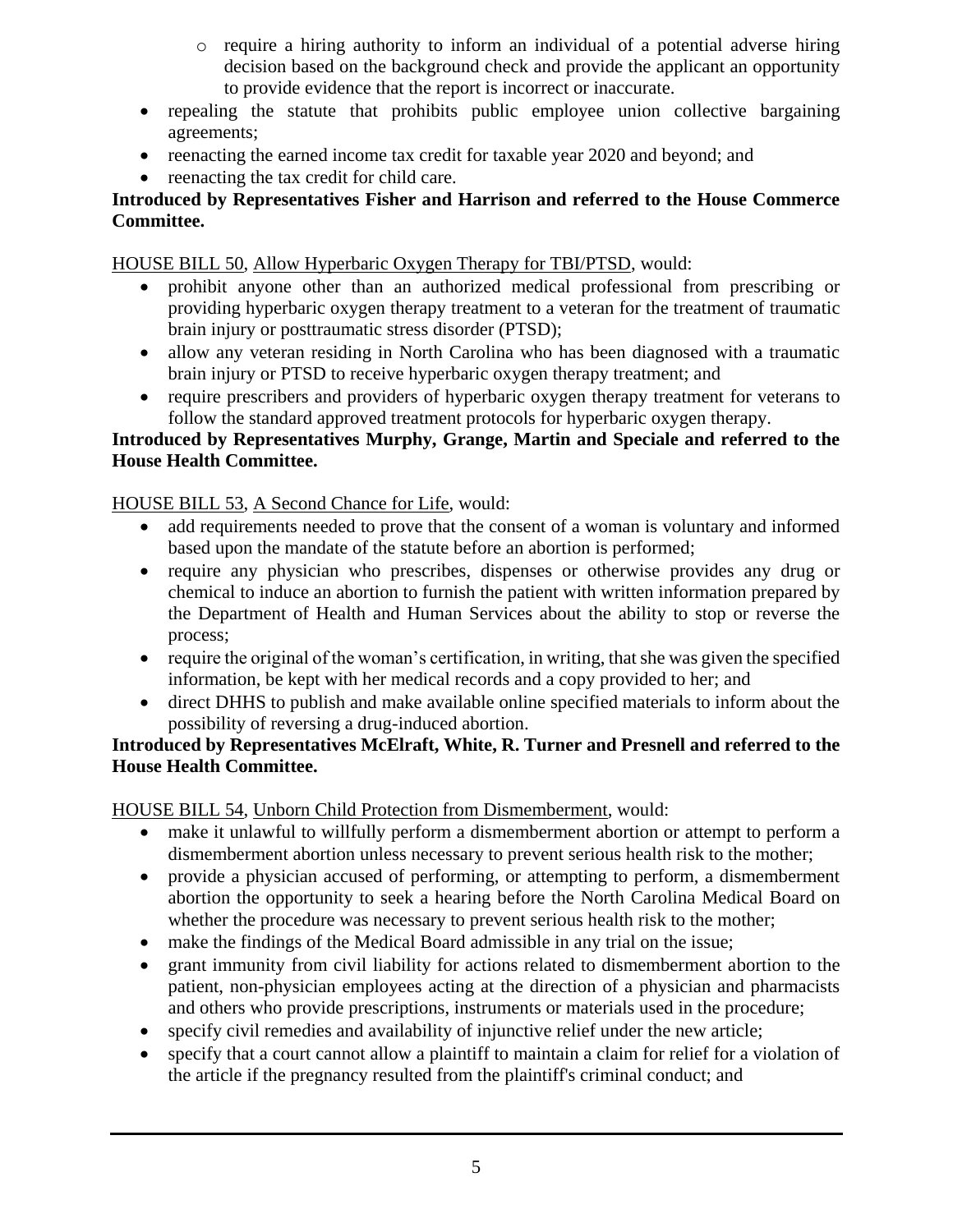- require a hiring authority to inform an individual of a potential adverse hiring decision based on the background check and provide the applicant an opportunity to provide evidence that the report is incorrect or inaccurate.
- repealing the statute that prohibits public employee union collective bargaining agreements;
- reenacting the earned income tax credit for taxable year 2020 and beyond; and
- reenacting the tax credit for child care.

**Introduced by Representatives Fisher and Harrison and referred to the House Commerce Committee.**

HOUSE BILL 50, Allow Hyperbaric Oxygen Therapy for TBI/PTSD, would:

- prohibit anyone other than an authorized medical professional from prescribing or providing hyperbaric oxygen therapy treatment to a veteran for the treatment of traumatic brain injury or posttraumatic stress disorder (PTSD);
- allow any veteran residing in North Carolina who has been diagnosed with a traumatic brain injury or PTSD to receive hyperbaric oxygen therapy treatment; and
- require prescribers and providers of hyperbaric oxygen therapy treatment for veterans to follow the standard approved treatment protocols for hyperbaric oxygen therapy.

**Introduced by Representatives Murphy, Grange, Martin and Speciale and referred to the House Health Committee.**

HOUSE BILL 53, A Second Chance for Life, would:

- add requirements needed to prove that the consent of a woman is voluntary and informed based upon the mandate of the statute before an abortion is performed;
- require any physician who prescribes, dispenses or otherwise provides any drug or chemical to induce an abortion to furnish the patient with written information prepared by the Department of Health and Human Services about the ability to stop or reverse the process;
- require the original of the woman's certification, in writing, that she was given the specified information, be kept with her medical records and a copy provided to her; and
- direct DHHS to publish and make available online specified materials to inform about the possibility of reversing a drug-induced abortion.

**Introduced by Representatives McElraft, White, R. Turner and Presnell and referred to the House Health Committee.**

HOUSE BILL 54, Unborn Child Protection from Dismemberment, would:

- make it unlawful to willfully perform a dismemberment abortion or attempt to perform a dismemberment abortion unless necessary to prevent serious health risk to the mother;
- provide a physician accused of performing, or attempting to perform, a dismemberment abortion the opportunity to seek a hearing before the North Carolina Medical Board on whether the procedure was necessary to prevent serious health risk to the mother;
- make the findings of the Medical Board admissible in any trial on the issue;
- grant immunity from civil liability for actions related to dismemberment abortion to the patient, non-physician employees acting at the direction of a physician and pharmacists and others who provide prescriptions, instruments or materials used in the procedure;
- specify civil remedies and availability of injunctive relief under the new article;
- specify that a court cannot allow a plaintiff to maintain a claim for relief for a violation of the article if the pregnancy resulted from the plaintiff's criminal conduct; and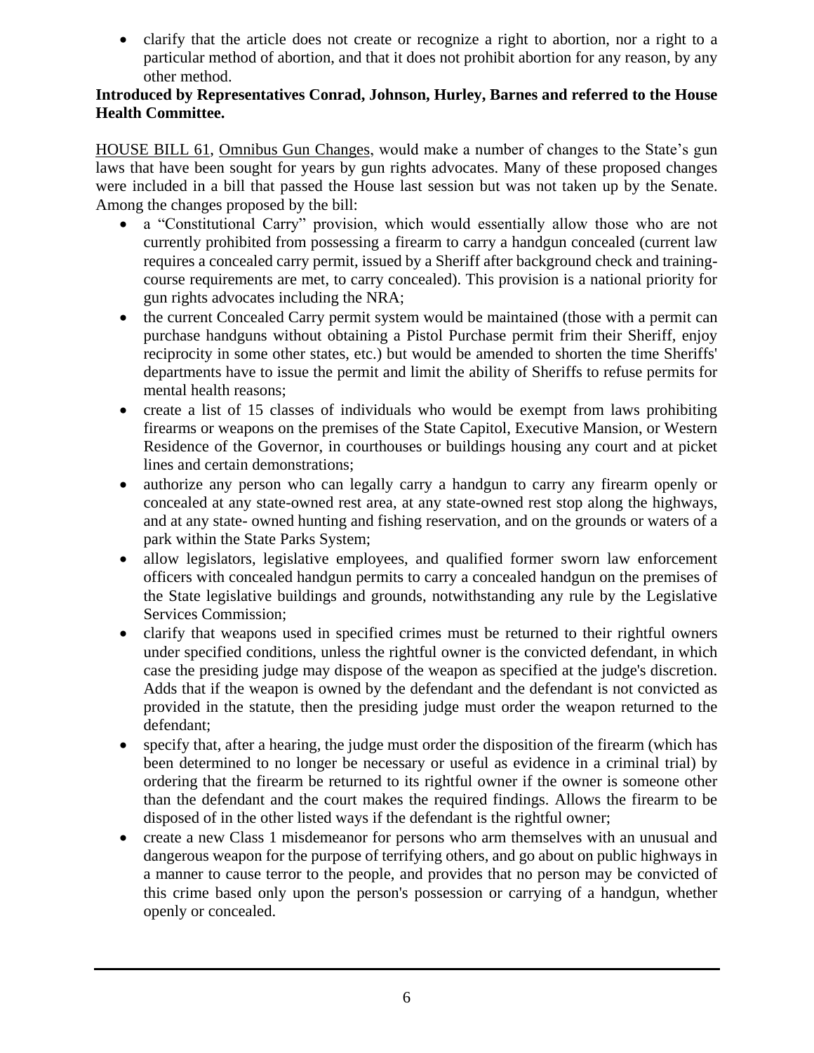- clarify that the article does not create or recognize a right to abortion, nor a right to a particular method of abortion, and that it does not prohibit abortion for any reason, by any other method.

**Introduced by Representatives Conrad, Johnson, Hurley, Barnes and referred to the House Health Committee.**

HOUSE BILL 61, Omnibus Gun Changes, would make a number of changes to the State's gun laws that have been sought for years by gun rights advocates. Many of these proposed changes were included in a bill that passed the House last session but was not taken up by the Senate. Among the changes proposed by the bill:

- a "Constitutional Carry" provision, which would essentially allow those who are not currently prohibited from possessing a firearm to carry a handgun concealed (current law requires a concealed carry permit, issued by a Sheriff after background check and training-course requirements are met, to carry concealed). This provision is a national priority for gun rights advocates including the NRA;
- the current Concealed Carry permit system would be maintained (those with a permit can purchase handguns without obtaining a Pistol Purchase permit frim their Sheriff, enjoy reciprocity in some other states, etc.) but would be amended to shorten the time Sheriffs' departments have to issue the permit and limit the ability of Sheriffs to refuse permits for mental health reasons;
- create a list of 15 classes of individuals who would be exempt from laws prohibiting firearms or weapons on the premises of the State Capitol, Executive Mansion, or Western Residence of the Governor, in courthouses or buildings housing any court and at picket lines and certain demonstrations;
- authorize any person who can legally carry a handgun to carry any firearm openly or concealed at any state-owned rest area, at any state-owned rest stop along the highways, and at any state- owned hunting and fishing reservation, and on the grounds or waters of a park within the State Parks System;
- allow legislators, legislative employees, and qualified former sworn law enforcement officers with concealed handgun permits to carry a concealed handgun on the premises of the State legislative buildings and grounds, notwithstanding any rule by the Legislative Services Commission;
- clarify that weapons used in specified crimes must be returned to their rightful owners under specified conditions, unless the rightful owner is the convicted defendant, in which case the presiding judge may dispose of the weapon as specified at the judge's discretion. Adds that if the weapon is owned by the defendant and the defendant is not convicted as provided in the statute, then the presiding judge must order the weapon returned to the defendant;
- specify that, after a hearing, the judge must order the disposition of the firearm (which has been determined to no longer be necessary or useful as evidence in a criminal trial) by ordering that the firearm be returned to its rightful owner if the owner is someone other than the defendant and the court makes the required findings. Allows the firearm to be disposed of in the other listed ways if the defendant is the rightful owner;
- create a new Class 1 misdemeanor for persons who arm themselves with an unusual and dangerous weapon for the purpose of terrifying others, and go about on public highways in a manner to cause terror to the people, and provides that no person may be convicted of this crime based only upon the person's possession or carrying of a handgun, whether openly or concealed.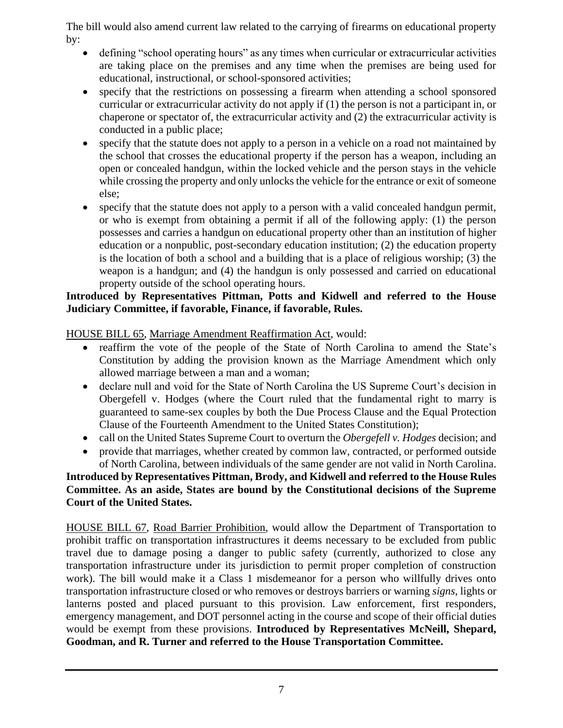The bill would also amend current law related to the carrying of firearms on educational property by:

- defining "school operating hours" as any times when curricular or extracurricular activities are taking place on the premises and any time when the premises are being used for educational, instructional, or school-sponsored activities;
- specify that the restrictions on possessing a firearm when attending a school sponsored curricular or extracurricular activity do not apply if (1) the person is not a participant in, or chaperone or spectator of, the extracurricular activity and (2) the extracurricular activity is conducted in a public place;
- specify that the statute does not apply to a person in a vehicle on a road not maintained by the school that crosses the educational property if the person has a weapon, including an open or concealed handgun, within the locked vehicle and the person stays in the vehicle while crossing the property and only unlocks the vehicle for the entrance or exit of someone else;
- specify that the statute does not apply to a person with a valid concealed handgun permit, or who is exempt from obtaining a permit if all of the following apply: (1) the person possesses and carries a handgun on educational property other than an institution of higher education or a nonpublic, post-secondary education institution; (2) the education property is the location of both a school and a building that is a place of religious worship; (3) the weapon is a handgun; and (4) the handgun is only possessed and carried on educational property outside of the school operating hours.

**Introduced by Representatives Pittman, Potts and Kidwell and referred to the House Judiciary Committee, if favorable, Finance, if favorable, Rules.**

HOUSE BILL 65, Marriage Amendment Reaffirmation Act, would:

- reaffirm the vote of the people of the State of North Carolina to amend the State's Constitution by adding the provision known as the Marriage Amendment which only allowed marriage between a man and a woman;
- declare null and void for the State of North Carolina the US Supreme Court's decision in Obergefell v. Hodges (where the Court ruled that the fundamental right to marry is guaranteed to same-sex couples by both the Due Process Clause and the Equal Protection Clause of the Fourteenth Amendment to the United States Constitution);
- call on the United States Supreme Court to overturn the *Obergefell v. Hodges* decision; and
- provide that marriages, whether created by common law, contracted, or performed outside of North Carolina, between individuals of the same gender are not valid in North Carolina.

**Introduced by Representatives Pittman, Brody, and Kidwell and referred to the House Rules Committee. As an aside, States are bound by the Constitutional decisions of the Supreme Court of the United States.**

HOUSE BILL 67, Road Barrier Prohibition, would allow the Department of Transportation to prohibit traffic on transportation infrastructures it deems necessary to be excluded from public travel due to damage posing a danger to public safety (currently, authorized to close any transportation infrastructure under its jurisdiction to permit proper completion of construction work). The bill would make it a Class 1 misdemeanor for a person who willfully drives onto transportation infrastructure closed or who removes or destroys barriers or warning *signs*, lights or lanterns posted and placed pursuant to this provision. Law enforcement, first responders, emergency management, and DOT personnel acting in the course and scope of their official duties would be exempt from these provisions. **Introduced by Representatives McNeill, Shepard, Goodman, and R. Turner and referred to the House Transportation Committee.**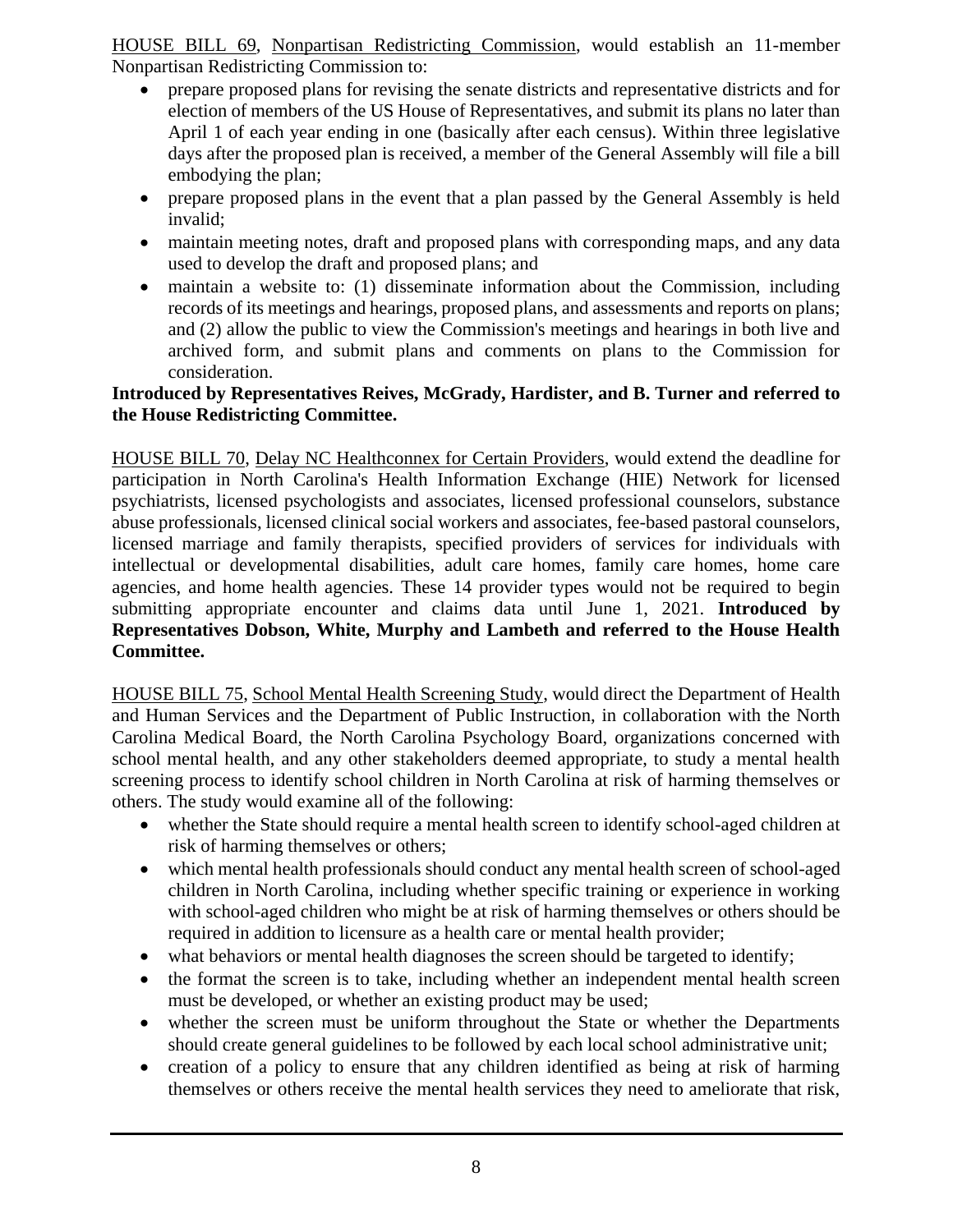HOUSE BILL 69, Nonpartisan Redistricting Commission, would establish an 11-member Nonpartisan Redistricting Commission to:

- prepare proposed plans for revising the senate districts and representative districts and for election of members of the US House of Representatives, and submit its plans no later than April 1 of each year ending in one (basically after each census). Within three legislative days after the proposed plan is received, a member of the General Assembly will file a bill embodying the plan;
- prepare proposed plans in the event that a plan passed by the General Assembly is held invalid;
- maintain meeting notes, draft and proposed plans with corresponding maps, and any data used to develop the draft and proposed plans; and
- maintain a website to: (1) disseminate information about the Commission, including records of its meetings and hearings, proposed plans, and assessments and reports on plans; and (2) allow the public to view the Commission's meetings and hearings in both live and archived form, and submit plans and comments on plans to the Commission for consideration.

**Introduced by Representatives Reives, McGrady, Hardister, and B. Turner and referred to the House Redistricting Committee.**

HOUSE BILL 70, Delay NC Healthconnex for Certain Providers, would extend the deadline for participation in North Carolina's Health Information Exchange (HIE) Network for licensed psychiatrists, licensed psychologists and associates, licensed professional counselors, substance abuse professionals, licensed clinical social workers and associates, fee-based pastoral counselors, licensed marriage and family therapists, specified providers of services for individuals with intellectual or developmental disabilities, adult care homes, family care homes, home care agencies, and home health agencies. These 14 provider types would not be required to begin submitting appropriate encounter and claims data until June 1, 2021. **Introduced by Representatives Dobson, White, Murphy and Lambeth and referred to the House Health Committee.**

HOUSE BILL 75, School Mental Health Screening Study, would direct the Department of Health and Human Services and the Department of Public Instruction, in collaboration with the North Carolina Medical Board, the North Carolina Psychology Board, organizations concerned with school mental health, and any other stakeholders deemed appropriate, to study a mental health screening process to identify school children in North Carolina at risk of harming themselves or others. The study would examine all of the following:

- whether the State should require a mental health screen to identify school-aged children at risk of harming themselves or others;
- which mental health professionals should conduct any mental health screen of school-aged children in North Carolina, including whether specific training or experience in working with school-aged children who might be at risk of harming themselves or others should be required in addition to licensure as a health care or mental health provider;
- what behaviors or mental health diagnoses the screen should be targeted to identify;
- the format the screen is to take, including whether an independent mental health screen must be developed, or whether an existing product may be used;
- whether the screen must be uniform throughout the State or whether the Departments should create general guidelines to be followed by each local school administrative unit;
- creation of a policy to ensure that any children identified as being at risk of harming themselves or others receive the mental health services they need to ameliorate that risk,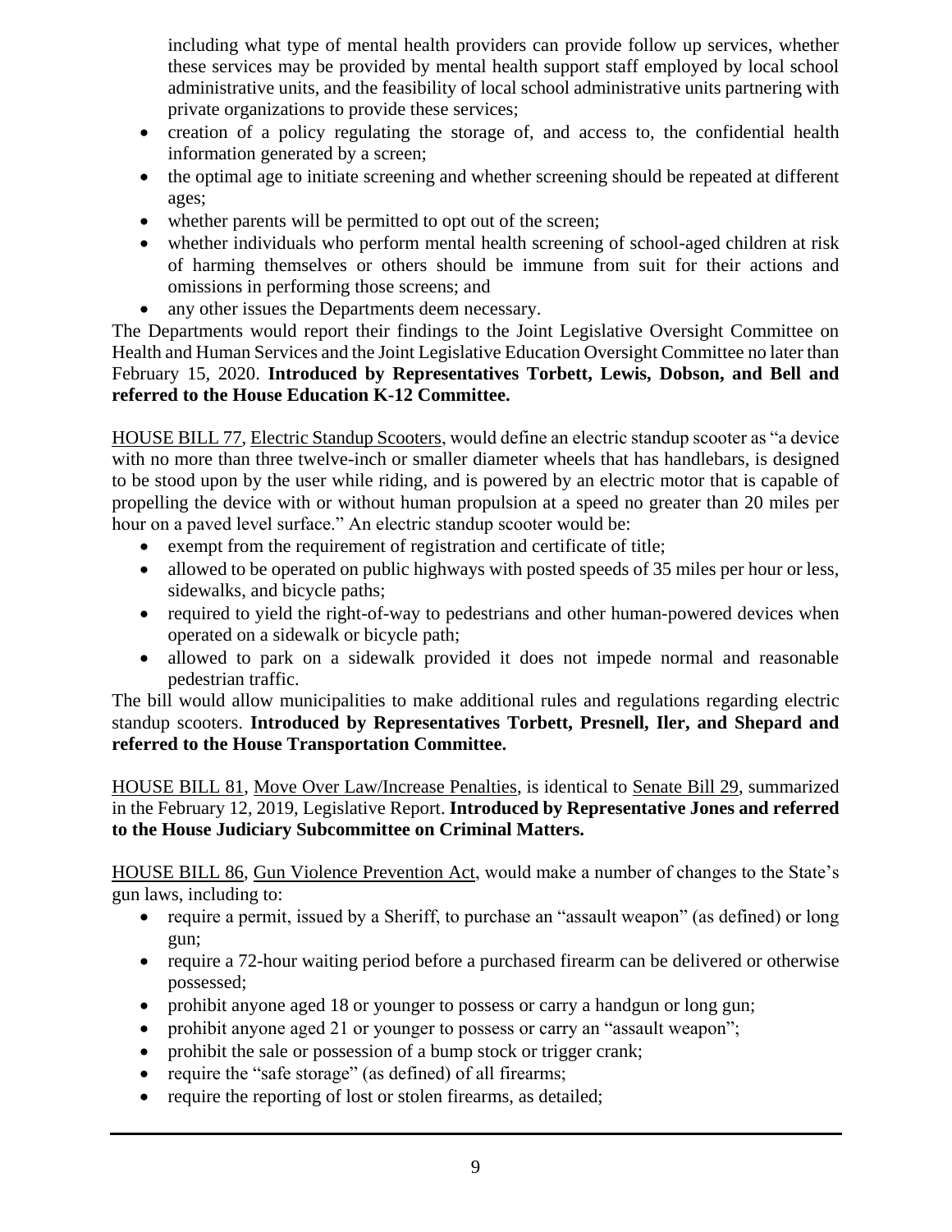including what type of mental health providers can provide follow up services, whether these services may be provided by mental health support staff employed by local school administrative units, and the feasibility of local school administrative units partnering with private organizations to provide these services;

- creation of a policy regulating the storage of, and access to, the confidential health information generated by a screen;
- the optimal age to initiate screening and whether screening should be repeated at different ages;
- whether parents will be permitted to opt out of the screen;
- whether individuals who perform mental health screening of school-aged children at risk of harming themselves or others should be immune from suit for their actions and omissions in performing those screens; and
- any other issues the Departments deem necessary.

The Departments would report their findings to the Joint Legislative Oversight Committee on Health and Human Services and the Joint Legislative Education Oversight Committee no later than February 15, 2020. **Introduced by Representatives Torbett, Lewis, Dobson, and Bell and referred to the House Education K-12 Committee.**

HOUSE BILL 77, Electric Standup Scooters, would define an electric standup scooter as "a device with no more than three twelve-inch or smaller diameter wheels that has handlebars, is designed to be stood upon by the user while riding, and is powered by an electric motor that is capable of propelling the device with or without human propulsion at a speed no greater than 20 miles per hour on a paved level surface." An electric standup scooter would be:

- exempt from the requirement of registration and certificate of title;
- allowed to be operated on public highways with posted speeds of 35 miles per hour or less, sidewalks, and bicycle paths;
- required to yield the right-of-way to pedestrians and other human-powered devices when operated on a sidewalk or bicycle path;
- allowed to park on a sidewalk provided it does not impede normal and reasonable pedestrian traffic.

The bill would allow municipalities to make additional rules and regulations regarding electric standup scooters. **Introduced by Representatives Torbett, Presnell, Iler, and Shepard and referred to the House Transportation Committee.**

HOUSE BILL 81, Move Over Law/Increase Penalties, is identical to Senate Bill 29, summarized in the February 12, 2019, Legislative Report. **Introduced by Representative Jones and referred to the House Judiciary Subcommittee on Criminal Matters.**

HOUSE BILL 86, Gun Violence Prevention Act, would make a number of changes to the State's gun laws, including to:

- require a permit, issued by a Sheriff, to purchase an "assault weapon" (as defined) or long gun;
- require a 72-hour waiting period before a purchased firearm can be delivered or otherwise possessed;
- prohibit anyone aged 18 or younger to possess or carry a handgun or long gun;
- prohibit anyone aged 21 or younger to possess or carry an "assault weapon";
- prohibit the sale or possession of a bump stock or trigger crank;
- require the "safe storage" (as defined) of all firearms;
- require the reporting of lost or stolen firearms, as detailed;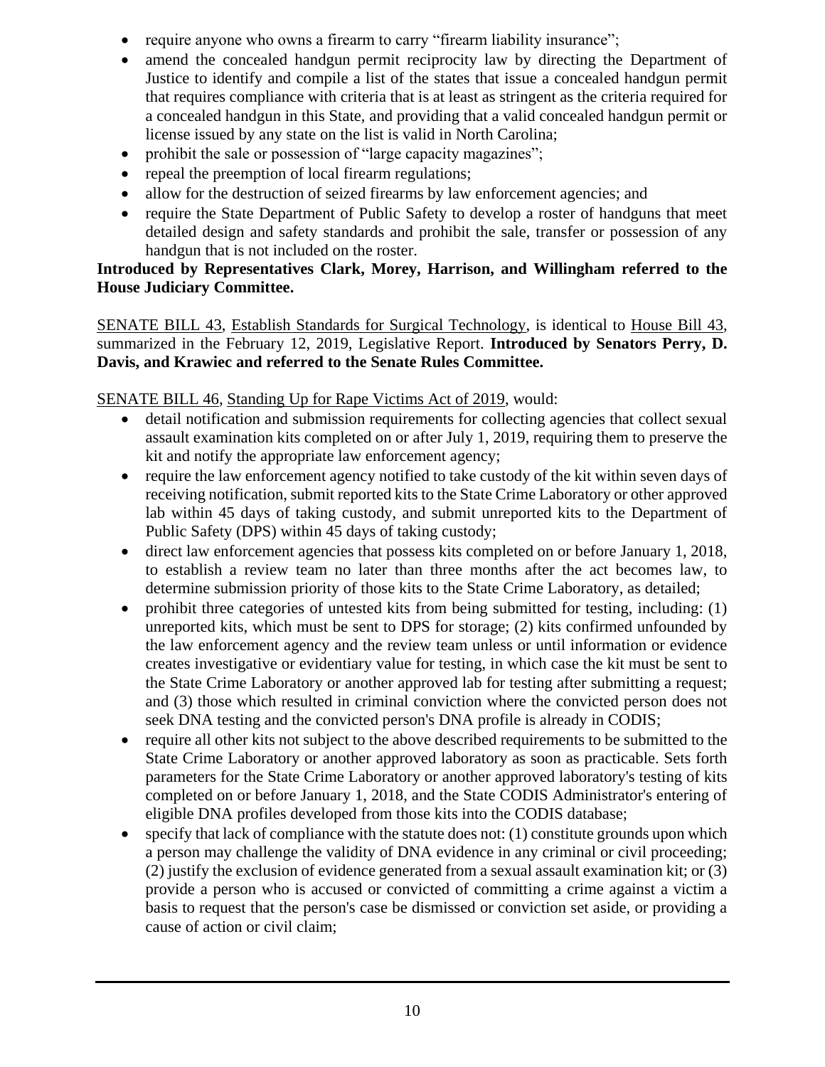- require anyone who owns a firearm to carry "firearm liability insurance";
- amend the concealed handgun permit reciprocity law by directing the Department of Justice to identify and compile a list of the states that issue a concealed handgun permit that requires compliance with criteria that is at least as stringent as the criteria required for a concealed handgun in this State, and providing that a valid concealed handgun permit or license issued by any state on the list is valid in North Carolina;
- prohibit the sale or possession of "large capacity magazines";
- repeal the preemption of local firearm regulations;
- allow for the destruction of seized firearms by law enforcement agencies; and
- require the State Department of Public Safety to develop a roster of handguns that meet detailed design and safety standards and prohibit the sale, transfer or possession of any handgun that is not included on the roster.

**Introduced by Representatives Clark, Morey, Harrison, and Willingham referred to the House Judiciary Committee.**

SENATE BILL 43, Establish Standards for Surgical Technology, is identical to House Bill 43, summarized in the February 12, 2019, Legislative Report. **Introduced by Senators Perry, D. Davis, and Krawiec and referred to the Senate Rules Committee.**

SENATE BILL 46, Standing Up for Rape Victims Act of 2019, would:

- detail notification and submission requirements for collecting agencies that collect sexual assault examination kits completed on or after July 1, 2019, requiring them to preserve the kit and notify the appropriate law enforcement agency;
- require the law enforcement agency notified to take custody of the kit within seven days of receiving notification, submit reported kits to the State Crime Laboratory or other approved lab within 45 days of taking custody, and submit unreported kits to the Department of Public Safety (DPS) within 45 days of taking custody;
- direct law enforcement agencies that possess kits completed on or before January 1, 2018, to establish a review team no later than three months after the act becomes law, to determine submission priority of those kits to the State Crime Laboratory, as detailed;
- prohibit three categories of untested kits from being submitted for testing, including: (1) unreported kits, which must be sent to DPS for storage; (2) kits confirmed unfounded by the law enforcement agency and the review team unless or until information or evidence creates investigative or evidentiary value for testing, in which case the kit must be sent to the State Crime Laboratory or another approved lab for testing after submitting a request; and (3) those which resulted in criminal conviction where the convicted person does not seek DNA testing and the convicted person's DNA profile is already in CODIS;
- require all other kits not subject to the above described requirements to be submitted to the State Crime Laboratory or another approved laboratory as soon as practicable. Sets forth parameters for the State Crime Laboratory or another approved laboratory's testing of kits completed on or before January 1, 2018, and the State CODIS Administrator's entering of eligible DNA profiles developed from those kits into the CODIS database;
- specify that lack of compliance with the statute does not: (1) constitute grounds upon which a person may challenge the validity of DNA evidence in any criminal or civil proceeding; (2) justify the exclusion of evidence generated from a sexual assault examination kit; or (3) provide a person who is accused or convicted of committing a crime against a victim a basis to request that the person's case be dismissed or conviction set aside, or providing a cause of action or civil claim;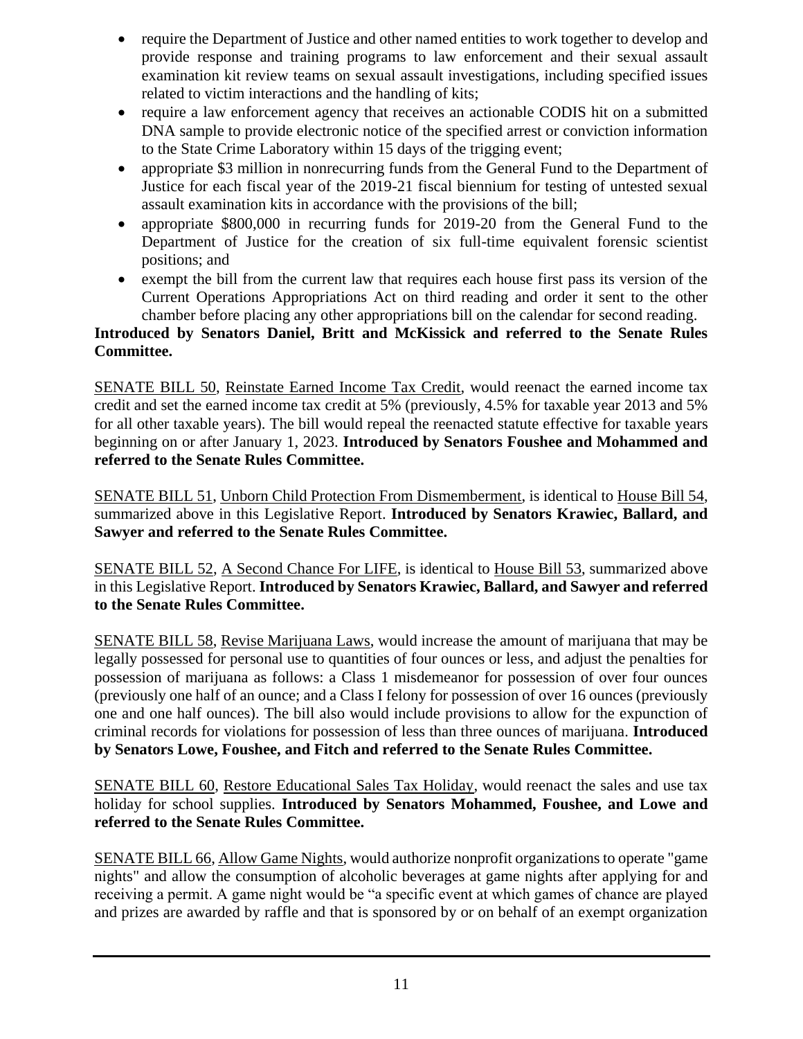- require the Department of Justice and other named entities to work together to develop and provide response and training programs to law enforcement and their sexual assault examination kit review teams on sexual assault investigations, including specified issues related to victim interactions and the handling of kits;
- require a law enforcement agency that receives an actionable CODIS hit on a submitted DNA sample to provide electronic notice of the specified arrest or conviction information to the State Crime Laboratory within 15 days of the trigging event;
- appropriate $3 million in nonrecurring funds from the General Fund to the Department of Justice for each fiscal year of the 2019-21 fiscal biennium for testing of untested sexual assault examination kits in accordance with the provisions of the bill;
- appropriate $800,000 in recurring funds for 2019-20 from the General Fund to the Department of Justice for the creation of six full-time equivalent forensic scientist positions; and
- exempt the bill from the current law that requires each house first pass its version of the Current Operations Appropriations Act on third reading and order it sent to the other chamber before placing any other appropriations bill on the calendar for second reading.

**Introduced by Senators Daniel, Britt and McKissick and referred to the Senate Rules Committee.**

SENATE BILL 50, Reinstate Earned Income Tax Credit, would reenact the earned income tax credit and set the earned income tax credit at 5% (previously, 4.5% for taxable year 2013 and 5% for all other taxable years). The bill would repeal the reenacted statute effective for taxable years beginning on or after January 1, 2023. **Introduced by Senators Foushee and Mohammed and referred to the Senate Rules Committee.**

SENATE BILL 51, Unborn Child Protection From Dismemberment, is identical to House Bill 54, summarized above in this Legislative Report. **Introduced by Senators Krawiec, Ballard, and Sawyer and referred to the Senate Rules Committee.**

SENATE BILL 52, A Second Chance For LIFE, is identical to House Bill 53, summarized above in this Legislative Report. **Introduced by Senators Krawiec, Ballard, and Sawyer and referred to the Senate Rules Committee.**

SENATE BILL 58, Revise Marijuana Laws, would increase the amount of marijuana that may be legally possessed for personal use to quantities of four ounces or less, and adjust the penalties for possession of marijuana as follows: a Class 1 misdemeanor for possession of over four ounces (previously one half of an ounce; and a Class I felony for possession of over 16 ounces (previously one and one half ounces). The bill also would include provisions to allow for the expunction of criminal records for violations for possession of less than three ounces of marijuana. **Introduced by Senators Lowe, Foushee, and Fitch and referred to the Senate Rules Committee.**

SENATE BILL 60, Restore Educational Sales Tax Holiday, would reenact the sales and use tax holiday for school supplies. **Introduced by Senators Mohammed, Foushee, and Lowe and referred to the Senate Rules Committee.**

SENATE BILL 66, Allow Game Nights, would authorize nonprofit organizations to operate "game nights" and allow the consumption of alcoholic beverages at game nights after applying for and receiving a permit. A game night would be "a specific event at which games of chance are played and prizes are awarded by raffle and that is sponsored by or on behalf of an exempt organization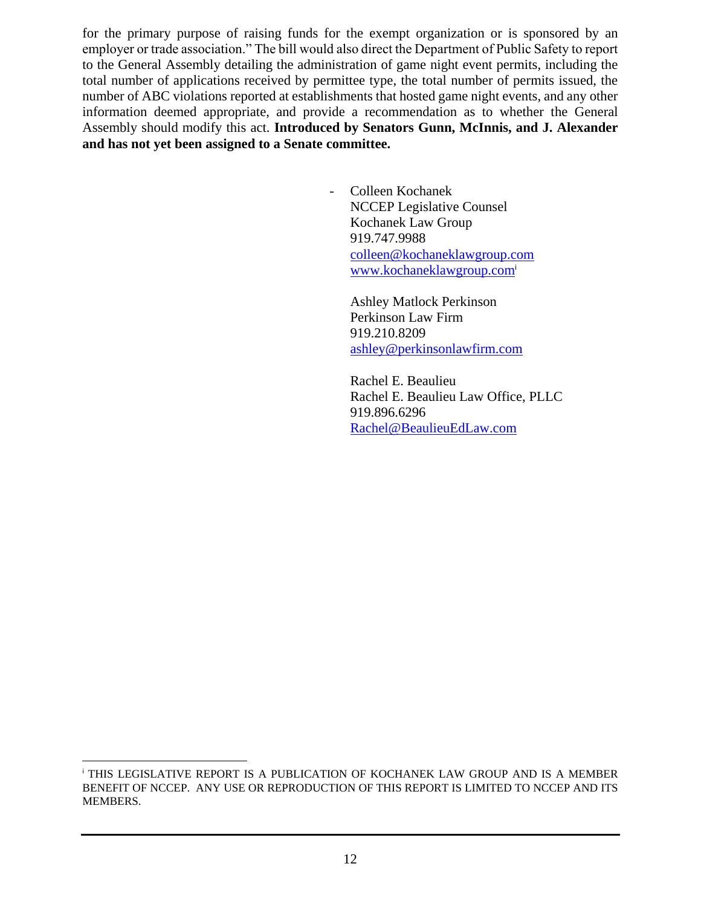for the primary purpose of raising funds for the exempt organization or is sponsored by an employer or trade association." The bill would also direct the Department of Public Safety to report to the General Assembly detailing the administration of game night event permits, including the total number of applications received by permittee type, the total number of permits issued, the number of ABC violations reported at establishments that hosted game night events, and any other information deemed appropriate, and provide a recommendation as to whether the General Assembly should modify this act. **Introduced by Senators Gunn, McInnis, and J. Alexander and has not yet been assigned to a Senate committee.**

- Colleen Kochanek
  NCCEP Legislative Counsel
  Kochanek Law Group
  919.747.9988
  colleen@kochaneklawgroup.com
  www.kochaneklawgroup.com[i]

  Ashley Matlock Perkinson
  Perkinson Law Firm
  919.210.8209
  ashley@perkinsonlawfirm.com

  Rachel E. Beaulieu
  Rachel E. Beaulieu Law Office, PLLC
  919.896.6296
  Rachel@BeaulieuEdLaw.com

[i] THIS LEGISLATIVE REPORT IS A PUBLICATION OF KOCHANEK LAW GROUP AND IS A MEMBER BENEFIT OF NCCEP. ANY USE OR REPRODUCTION OF THIS REPORT IS LIMITED TO NCCEP AND ITS MEMBERS.